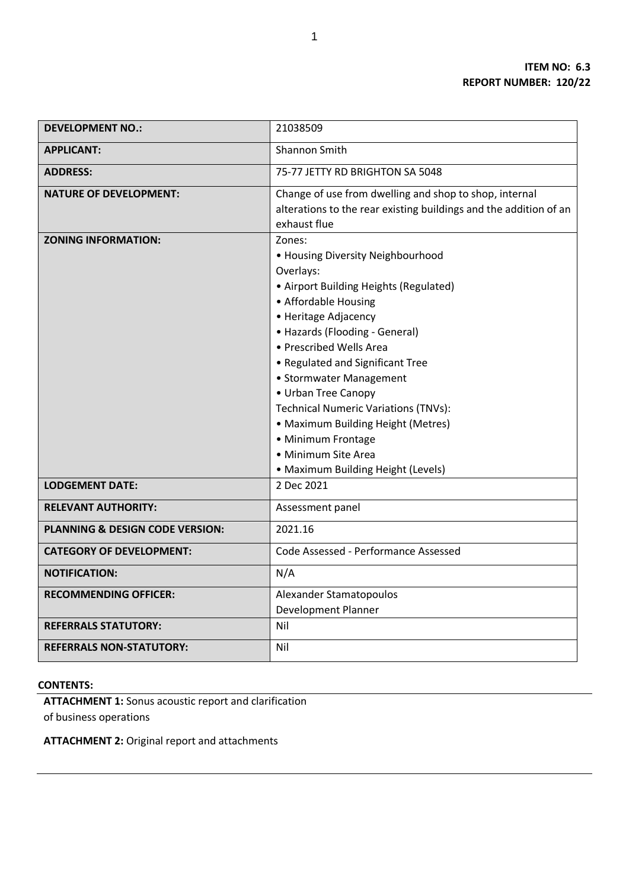**ITEM NO: 6.3**
**REPORT NUMBER: 120/22**

| | |
|---|---|
| **DEVELOPMENT NO.:** | 21038509 |
| **APPLICANT:** | Shannon Smith |
| **ADDRESS:** | 75-77 JETTY RD BRIGHTON SA 5048 |
| **NATURE OF DEVELOPMENT:** | Change of use from dwelling and shop to shop, internal alterations to the rear existing buildings and the addition of an exhaust flue |
| **ZONING INFORMATION:** | Zones:<br>• Housing Diversity Neighbourhood<br>Overlays:<br>• Airport Building Heights (Regulated)<br>• Affordable Housing<br>• Heritage Adjacency<br>• Hazards (Flooding - General)<br>• Prescribed Wells Area<br>• Regulated and Significant Tree<br>• Stormwater Management<br>• Urban Tree Canopy<br>Technical Numeric Variations (TNVs):<br>• Maximum Building Height (Metres)<br>• Minimum Frontage<br>• Minimum Site Area<br>• Maximum Building Height (Levels) |
| **LODGEMENT DATE:** | 2 Dec 2021 |
| **RELEVANT AUTHORITY:** | Assessment panel |
| **PLANNING & DESIGN CODE VERSION:** | 2021.16 |
| **CATEGORY OF DEVELOPMENT:** | Code Assessed - Performance Assessed |
| **NOTIFICATION:** | N/A |
| **RECOMMENDING OFFICER:** | Alexander Stamatopoulos<br>Development Planner |
| **REFERRALS STATUTORY:** | Nil |
| **REFERRALS NON-STATUTORY:** | Nil |

**CONTENTS:**

**ATTACHMENT 1:** Sonus acoustic report and clarification of business operations

**ATTACHMENT 2:** Original report and attachments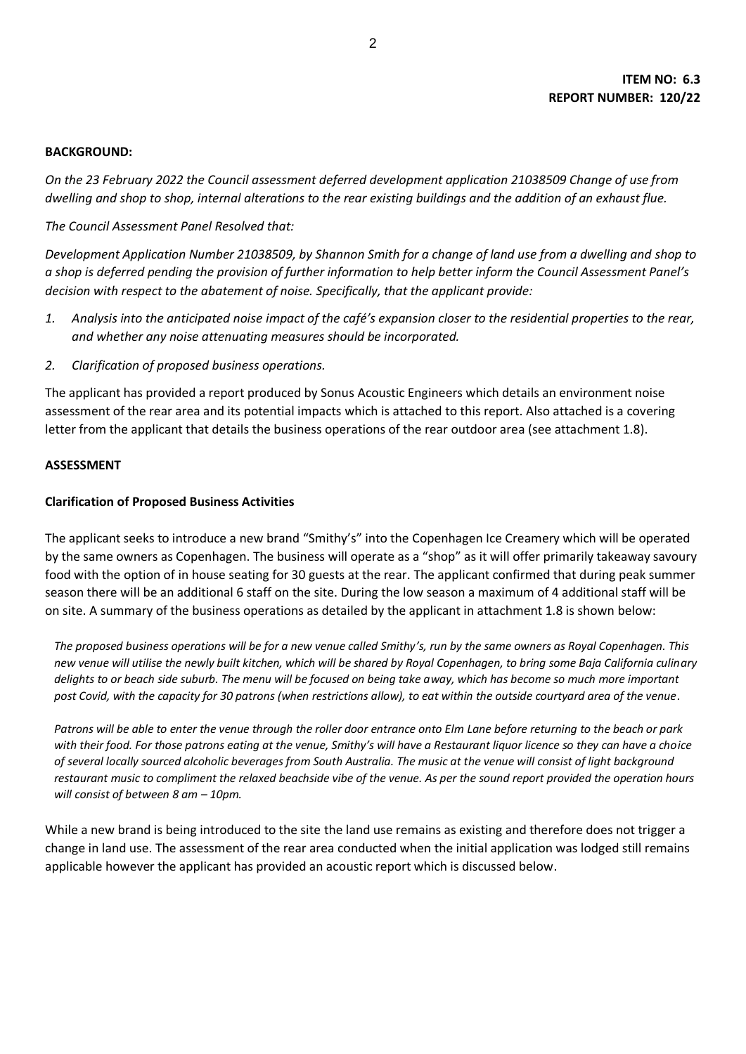**ITEM NO: 6.3**
**REPORT NUMBER: 120/22**

**BACKGROUND:**

*On the 23 February 2022 the Council assessment deferred development application 21038509 Change of use from dwelling and shop to shop, internal alterations to the rear existing buildings and the addition of an exhaust flue.*

*The Council Assessment Panel Resolved that:*

*Development Application Number 21038509, by Shannon Smith for a change of land use from a dwelling and shop to a shop is deferred pending the provision of further information to help better inform the Council Assessment Panel's decision with respect to the abatement of noise. Specifically, that the applicant provide:*

1. *Analysis into the anticipated noise impact of the café's expansion closer to the residential properties to the rear, and whether any noise attenuating measures should be incorporated.*
2. *Clarification of proposed business operations.*

The applicant has provided a report produced by Sonus Acoustic Engineers which details an environment noise assessment of the rear area and its potential impacts which is attached to this report. Also attached is a covering letter from the applicant that details the business operations of the rear outdoor area (see attachment 1.8).

**ASSESSMENT**

**Clarification of Proposed Business Activities**

The applicant seeks to introduce a new brand "Smithy's" into the Copenhagen Ice Creamery which will be operated by the same owners as Copenhagen. The business will operate as a "shop" as it will offer primarily takeaway savoury food with the option of in house seating for 30 guests at the rear. The applicant confirmed that during peak summer season there will be an additional 6 staff on the site. During the low season a maximum of 4 additional staff will be on site. A summary of the business operations as detailed by the applicant in attachment 1.8 is shown below:

*The proposed business operations will be for a new venue called Smithy's, run by the same owners as Royal Copenhagen. This new venue will utilise the newly built kitchen, which will be shared by Royal Copenhagen, to bring some Baja California culinary delights to or beach side suburb. The menu will be focused on being take away, which has become so much more important post Covid, with the capacity for 30 patrons (when restrictions allow), to eat within the outside courtyard area of the venue.*

*Patrons will be able to enter the venue through the roller door entrance onto Elm Lane before returning to the beach or park with their food. For those patrons eating at the venue, Smithy's will have a Restaurant liquor licence so they can have a choice of several locally sourced alcoholic beverages from South Australia. The music at the venue will consist of light background restaurant music to compliment the relaxed beachside vibe of the venue. As per the sound report provided the operation hours will consist of between 8 am – 10pm.*

While a new brand is being introduced to the site the land use remains as existing and therefore does not trigger a change in land use. The assessment of the rear area conducted when the initial application was lodged still remains applicable however the applicant has provided an acoustic report which is discussed below.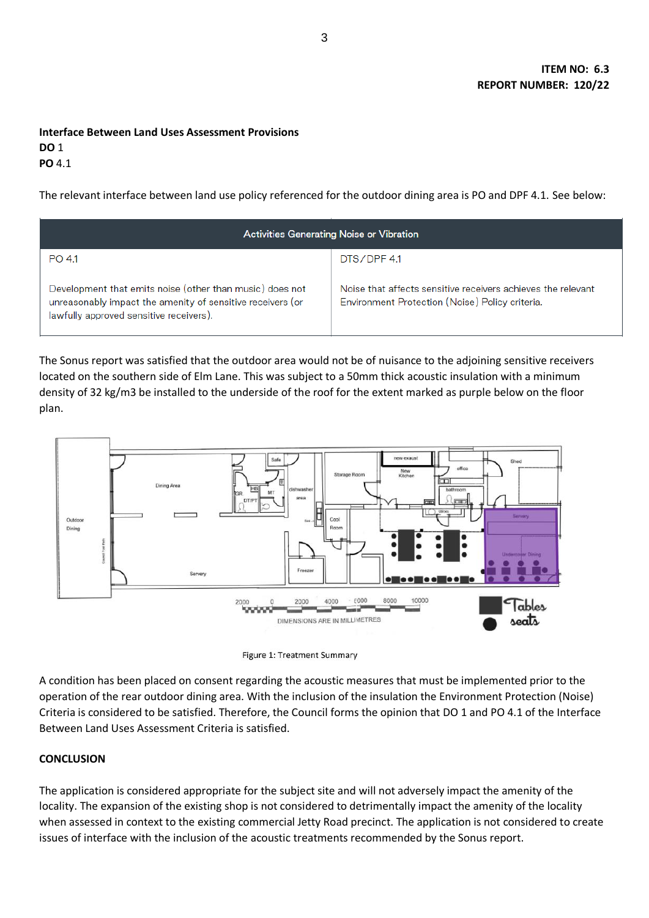**ITEM NO: 6.3**
**REPORT NUMBER: 120/22**

**Interface Between Land Uses Assessment Provisions**
**DO** 1
**PO** 4.1

The relevant interface between land use policy referenced for the outdoor dining area is PO and DPF 4.1. See below:

| Activities Generating Noise or Vibration | |
|---|---|
| PO 4.1<br><br>Development that emits noise (other than music) does not unreasonably impact the amenity of sensitive receivers (or lawfully approved sensitive receivers). | DTS/DPF 4.1<br><br>Noise that affects sensitive receivers achieves the relevant Environment Protection (Noise) Policy criteria. |

The Sonus report was satisfied that the outdoor area would not be of nuisance to the adjoining sensitive receivers located on the southern side of Elm Lane. This was subject to a 50mm thick acoustic insulation with a minimum density of 32 kg/m3 be installed to the underside of the roof for the extent marked as purple below on the floor plan.

Figure 1: Treatment Summary

A condition has been placed on consent regarding the acoustic measures that must be implemented prior to the operation of the rear outdoor dining area. With the inclusion of the insulation the Environment Protection (Noise) Criteria is considered to be satisfied. Therefore, the Council forms the opinion that DO 1 and PO 4.1 of the Interface Between Land Uses Assessment Criteria is satisfied.

**CONCLUSION**

The application is considered appropriate for the subject site and will not adversely impact the amenity of the locality. The expansion of the existing shop is not considered to detrimentally impact the amenity of the locality when assessed in context to the existing commercial Jetty Road precinct. The application is not considered to create issues of interface with the inclusion of the acoustic treatments recommended by the Sonus report.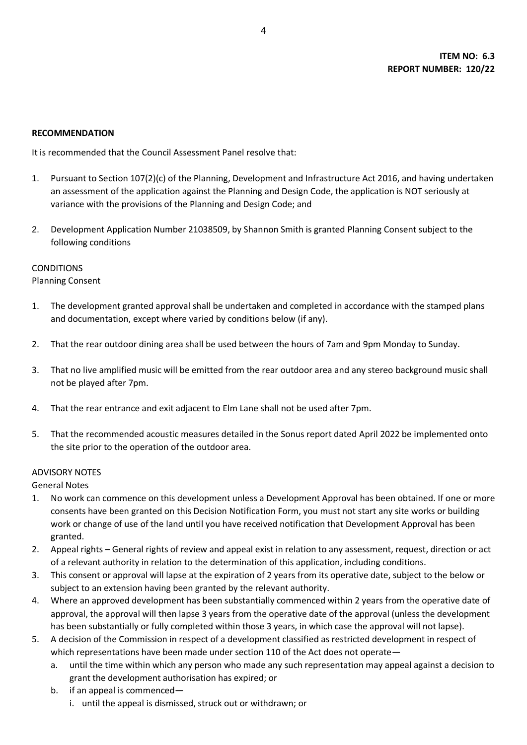**ITEM NO: 6.3**
**REPORT NUMBER: 120/22**

**RECOMMENDATION**

It is recommended that the Council Assessment Panel resolve that:

1. Pursuant to Section 107(2)(c) of the Planning, Development and Infrastructure Act 2016, and having undertaken an assessment of the application against the Planning and Design Code, the application is NOT seriously at variance with the provisions of the Planning and Design Code; and

2. Development Application Number 21038509, by Shannon Smith is granted Planning Consent subject to the following conditions

CONDITIONS

Planning Consent

1. The development granted approval shall be undertaken and completed in accordance with the stamped plans and documentation, except where varied by conditions below (if any).

2. That the rear outdoor dining area shall be used between the hours of 7am and 9pm Monday to Sunday.

3. That no live amplified music will be emitted from the rear outdoor area and any stereo background music shall not be played after 7pm.

4. That the rear entrance and exit adjacent to Elm Lane shall not be used after 7pm.

5. That the recommended acoustic measures detailed in the Sonus report dated April 2022 be implemented onto the site prior to the operation of the outdoor area.

ADVISORY NOTES

General Notes

1. No work can commence on this development unless a Development Approval has been obtained. If one or more consents have been granted on this Decision Notification Form, you must not start any site works or building work or change of use of the land until you have received notification that Development Approval has been granted.
2. Appeal rights – General rights of review and appeal exist in relation to any assessment, request, direction or act of a relevant authority in relation to the determination of this application, including conditions.
3. This consent or approval will lapse at the expiration of 2 years from its operative date, subject to the below or subject to an extension having been granted by the relevant authority.
4. Where an approved development has been substantially commenced within 2 years from the operative date of approval, the approval will then lapse 3 years from the operative date of the approval (unless the development has been substantially or fully completed within those 3 years, in which case the approval will not lapse).
5. A decision of the Commission in respect of a development classified as restricted development in respect of which representations have been made under section 110 of the Act does not operate—
    a. until the time within which any person who made any such representation may appeal against a decision to grant the development authorisation has expired; or
    b. if an appeal is commenced—
        i. until the appeal is dismissed, struck out or withdrawn; or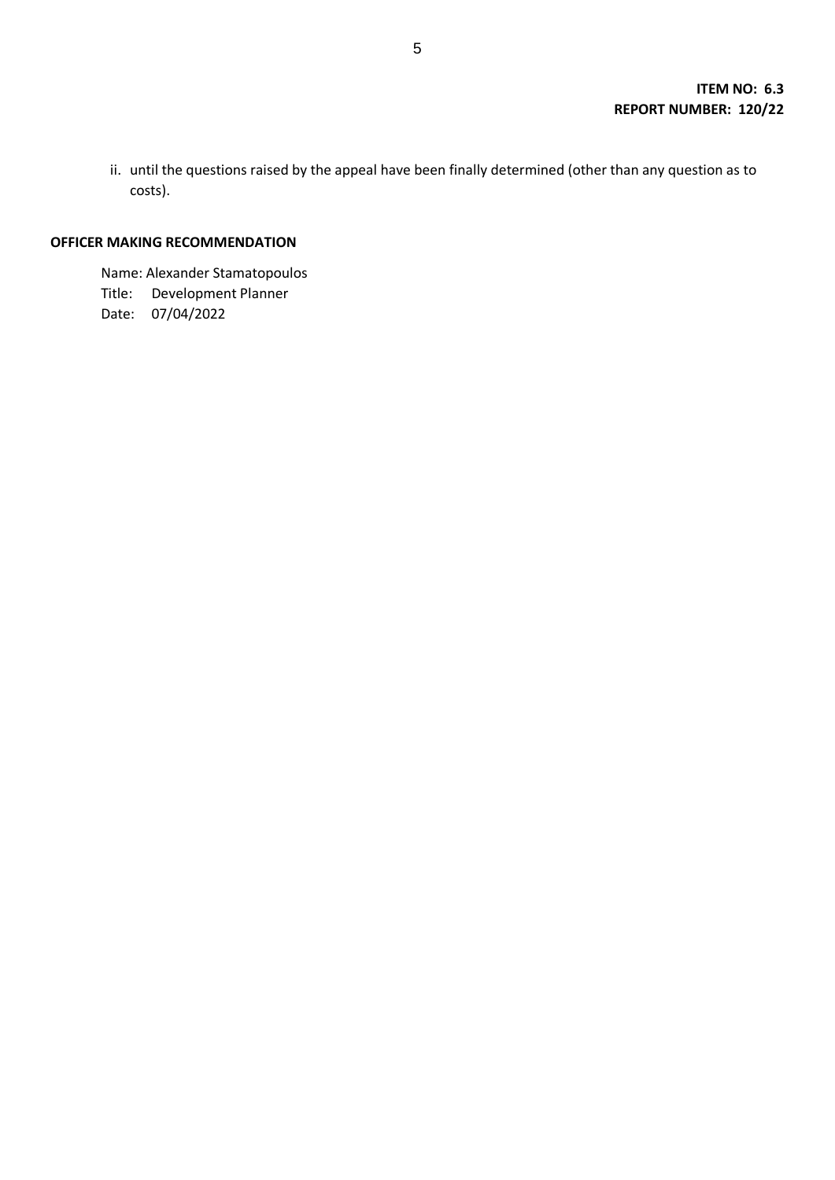ii. until the questions raised by the appeal have been finally determined (other than any question as to costs).

**OFFICER MAKING RECOMMENDATION**

Name: Alexander Stamatopoulos
Title: Development Planner
Date: 07/04/2022